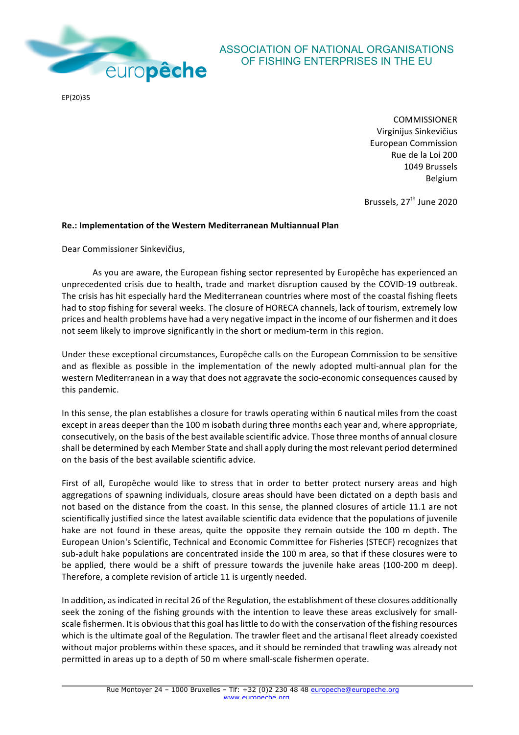ASSOCIATION OF NATIONAL ORGANISATIONS OF FISHING ENTERPRISES IN THE EU

europêche

EP(20)35

COMMISSIONER
Virginijus Sinkevičius
European Commission
Rue de la Loi 200
1049 Brussels
Belgium

Brussels, 27th June 2020

**Re.: Implementation of the Western Mediterranean Multiannual Plan**

Dear Commissioner Sinkevičius,

As you are aware, the European fishing sector represented by Europêche has experienced an unprecedented crisis due to health, trade and market disruption caused by the COVID-19 outbreak. The crisis has hit especially hard the Mediterranean countries where most of the coastal fishing fleets had to stop fishing for several weeks. The closure of HORECA channels, lack of tourism, extremely low prices and health problems have had a very negative impact in the income of our fishermen and it does not seem likely to improve significantly in the short or medium-term in this region.

Under these exceptional circumstances, Europêche calls on the European Commission to be sensitive and as flexible as possible in the implementation of the newly adopted multi-annual plan for the western Mediterranean in a way that does not aggravate the socio-economic consequences caused by this pandemic.

In this sense, the plan establishes a closure for trawls operating within 6 nautical miles from the coast except in areas deeper than the 100 m isobath during three months each year and, where appropriate, consecutively, on the basis of the best available scientific advice. Those three months of annual closure shall be determined by each Member State and shall apply during the most relevant period determined on the basis of the best available scientific advice.

First of all, Europêche would like to stress that in order to better protect nursery areas and high aggregations of spawning individuals, closure areas should have been dictated on a depth basis and not based on the distance from the coast. In this sense, the planned closures of article 11.1 are not scientifically justified since the latest available scientific data evidence that the populations of juvenile hake are not found in these areas, quite the opposite they remain outside the 100 m depth. The European Union's Scientific, Technical and Economic Committee for Fisheries (STECF) recognizes that sub-adult hake populations are concentrated inside the 100 m area, so that if these closures were to be applied, there would be a shift of pressure towards the juvenile hake areas (100-200 m deep). Therefore, a complete revision of article 11 is urgently needed.

In addition, as indicated in recital 26 of the Regulation, the establishment of these closures additionally seek the zoning of the fishing grounds with the intention to leave these areas exclusively for small-scale fishermen. It is obvious that this goal has little to do with the conservation of the fishing resources which is the ultimate goal of the Regulation. The trawler fleet and the artisanal fleet already coexisted without major problems within these spaces, and it should be reminded that trawling was already not permitted in areas up to a depth of 50 m where small-scale fishermen operate.

Rue Montoyer 24 – 1000 Bruxelles – Tlf: +32 (0)2 230 48 48 europeche@europeche.org
www.europeche.org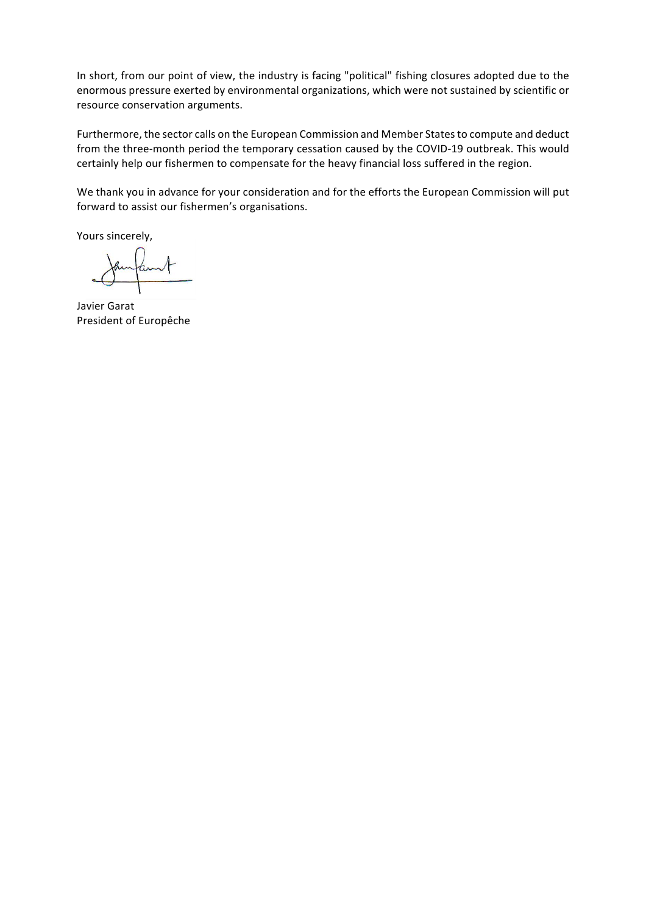In short, from our point of view, the industry is facing "political" fishing closures adopted due to the enormous pressure exerted by environmental organizations, which were not sustained by scientific or resource conservation arguments.

Furthermore, the sector calls on the European Commission and Member States to compute and deduct from the three-month period the temporary cessation caused by the COVID-19 outbreak. This would certainly help our fishermen to compensate for the heavy financial loss suffered in the region.

We thank you in advance for your consideration and for the efforts the European Commission will put forward to assist our fishermen's organisations.

Yours sincerely,

Javier Garat
President of Europêche